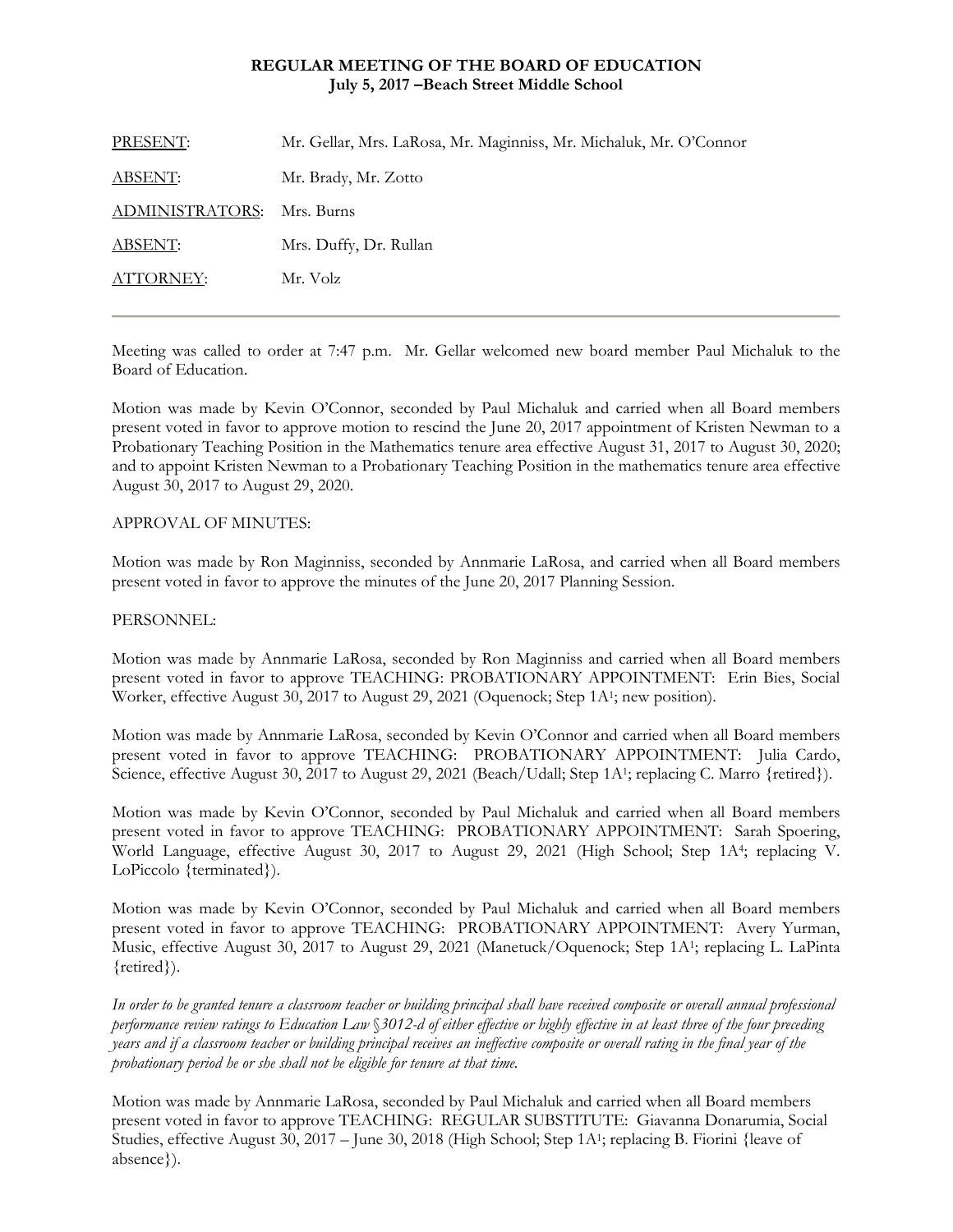**REGULAR MEETING OF THE BOARD OF EDUCATION**
**July 5, 2017 –Beach Street Middle School**

| | |
|---|---|
| PRESENT: | Mr. Gellar, Mrs. LaRosa, Mr. Maginniss, Mr. Michaluk, Mr. O'Connor |
| ABSENT: | Mr. Brady, Mr. Zotto |
| ADMINISTRATORS: | Mrs. Burns |
| ABSENT: | Mrs. Duffy, Dr. Rullan |
| ATTORNEY: | Mr. Volz |

---

Meeting was called to order at 7:47 p.m. Mr. Gellar welcomed new board member Paul Michaluk to the Board of Education.

Motion was made by Kevin O'Connor, seconded by Paul Michaluk and carried when all Board members present voted in favor to approve motion to rescind the June 20, 2017 appointment of Kristen Newman to a Probationary Teaching Position in the Mathematics tenure area effective August 31, 2017 to August 30, 2020; and to appoint Kristen Newman to a Probationary Teaching Position in the mathematics tenure area effective August 30, 2017 to August 29, 2020.

APPROVAL OF MINUTES:

Motion was made by Ron Maginniss, seconded by Annmarie LaRosa, and carried when all Board members present voted in favor to approve the minutes of the June 20, 2017 Planning Session.

PERSONNEL:

Motion was made by Annmarie LaRosa, seconded by Ron Maginniss and carried when all Board members present voted in favor to approve TEACHING: PROBATIONARY APPOINTMENT: Erin Bies, Social Worker, effective August 30, 2017 to August 29, 2021 (Oquenock; Step 1A[1]; new position).

Motion was made by Annmarie LaRosa, seconded by Kevin O'Connor and carried when all Board members present voted in favor to approve TEACHING: PROBATIONARY APPOINTMENT: Julia Cardo, Science, effective August 30, 2017 to August 29, 2021 (Beach/Udall; Step 1A[1]; replacing C. Marro {retired}).

Motion was made by Kevin O'Connor, seconded by Paul Michaluk and carried when all Board members present voted in favor to approve TEACHING: PROBATIONARY APPOINTMENT: Sarah Spoering, World Language, effective August 30, 2017 to August 29, 2021 (High School; Step 1A[4]; replacing V. LoPiccolo {terminated}).

Motion was made by Kevin O'Connor, seconded by Paul Michaluk and carried when all Board members present voted in favor to approve TEACHING: PROBATIONARY APPOINTMENT: Avery Yurman, Music, effective August 30, 2017 to August 29, 2021 (Manetuck/Oquenock; Step 1A[1]; replacing L. LaPinta {retired}).

*In order to be granted tenure a classroom teacher or building principal shall have received composite or overall annual professional performance review ratings to Education Law §3012-d of either effective or highly effective in at least three of the four preceding years and if a classroom teacher or building principal receives an ineffective composite or overall rating in the final year of the probationary period he or she shall not be eligible for tenure at that time.*

Motion was made by Annmarie LaRosa, seconded by Paul Michaluk and carried when all Board members present voted in favor to approve TEACHING: REGULAR SUBSTITUTE: Giavanna Donarumia, Social Studies, effective August 30, 2017 – June 30, 2018 (High School; Step 1A[1]; replacing B. Fiorini {leave of absence}).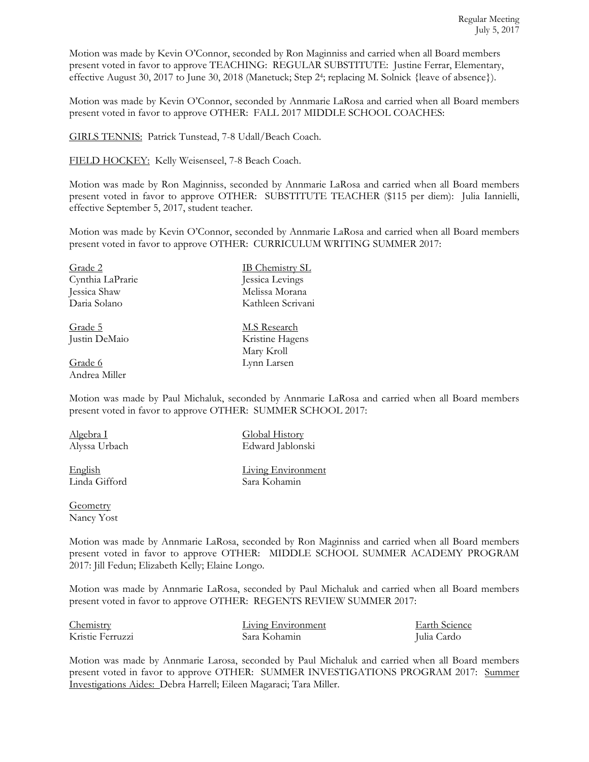Motion was made by Kevin O'Connor, seconded by Ron Maginniss and carried when all Board members present voted in favor to approve TEACHING: REGULAR SUBSTITUTE: Justine Ferrar, Elementary, effective August 30, 2017 to June 30, 2018 (Manetuck; Step 2[4]; replacing M. Solnick {leave of absence}).

Motion was made by Kevin O'Connor, seconded by Annmarie LaRosa and carried when all Board members present voted in favor to approve OTHER: FALL 2017 MIDDLE SCHOOL COACHES:

GIRLS TENNIS: Patrick Tunstead, 7-8 Udall/Beach Coach.

FIELD HOCKEY: Kelly Weisenseel, 7-8 Beach Coach.

Motion was made by Ron Maginniss, seconded by Annmarie LaRosa and carried when all Board members present voted in favor to approve OTHER: SUBSTITUTE TEACHER ($115 per diem): Julia Iannielli, effective September 5, 2017, student teacher.

Motion was made by Kevin O'Connor, seconded by Annmarie LaRosa and carried when all Board members present voted in favor to approve OTHER: CURRICULUM WRITING SUMMER 2017:

Grade 2
Cynthia LaPrarie
Jessica Shaw
Daria Solano

Grade 5
Justin DeMaio

Grade 6
Andrea Miller

IB Chemistry SL
Jessica Levings
Melissa Morana
Kathleen Scrivani

M.S Research
Kristine Hagens
Mary Kroll
Lynn Larsen

Motion was made by Paul Michaluk, seconded by Annmarie LaRosa and carried when all Board members present voted in favor to approve OTHER: SUMMER SCHOOL 2017:

Algebra I
Alyssa Urbach

English
Linda Gifford

Geometry
Nancy Yost

Global History
Edward Jablonski

Living Environment
Sara Kohamin

Motion was made by Annmarie LaRosa, seconded by Ron Maginniss and carried when all Board members present voted in favor to approve OTHER: MIDDLE SCHOOL SUMMER ACADEMY PROGRAM 2017: Jill Fedun; Elizabeth Kelly; Elaine Longo.

Motion was made by Annmarie LaRosa, seconded by Paul Michaluk and carried when all Board members present voted in favor to approve OTHER: REGENTS REVIEW SUMMER 2017:

Chemistry
Kristie Ferruzzi

Living Environment
Sara Kohamin

Earth Science
Julia Cardo

Motion was made by Annmarie Larosa, seconded by Paul Michaluk and carried when all Board members present voted in favor to approve OTHER: SUMMER INVESTIGATIONS PROGRAM 2017: Summer Investigations Aides: Debra Harrell; Eileen Magaraci; Tara Miller.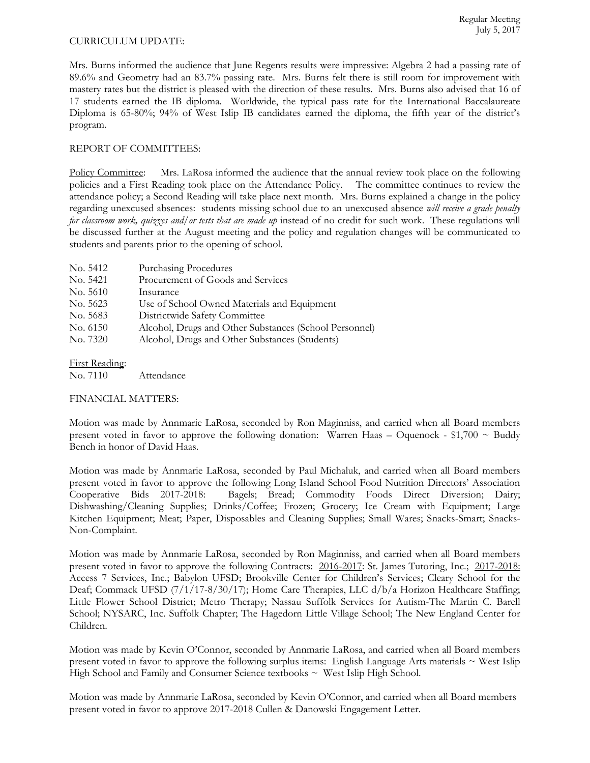CURRICULUM UPDATE:

Mrs. Burns informed the audience that June Regents results were impressive: Algebra 2 had a passing rate of 89.6% and Geometry had an 83.7% passing rate. Mrs. Burns felt there is still room for improvement with mastery rates but the district is pleased with the direction of these results. Mrs. Burns also advised that 16 of 17 students earned the IB diploma. Worldwide, the typical pass rate for the International Baccalaureate Diploma is 65-80%; 94% of West Islip IB candidates earned the diploma, the fifth year of the district's program.

REPORT OF COMMITTEES:

Policy Committee: Mrs. LaRosa informed the audience that the annual review took place on the following policies and a First Reading took place on the Attendance Policy. The committee continues to review the attendance policy; a Second Reading will take place next month. Mrs. Burns explained a change in the policy regarding unexcused absences: students missing school due to an unexcused absence *will receive a grade penalty for classroom work, quizzes and/or tests that are made up* instead of no credit for such work. These regulations will be discussed further at the August meeting and the policy and regulation changes will be communicated to students and parents prior to the opening of school.

No. 5412 Purchasing Procedures
No. 5421 Procurement of Goods and Services
No. 5610 Insurance
No. 5623 Use of School Owned Materials and Equipment
No. 5683 Districtwide Safety Committee
No. 6150 Alcohol, Drugs and Other Substances (School Personnel)
No. 7320 Alcohol, Drugs and Other Substances (Students)

First Reading:
No. 7110 Attendance

FINANCIAL MATTERS:

Motion was made by Annmarie LaRosa, seconded by Ron Maginniss, and carried when all Board members present voted in favor to approve the following donation: Warren Haas – Oquenock - $1,700 ~ Buddy Bench in honor of David Haas.

Motion was made by Annmarie LaRosa, seconded by Paul Michaluk, and carried when all Board members present voted in favor to approve the following Long Island School Food Nutrition Directors' Association Cooperative Bids 2017-2018: Bagels; Bread; Commodity Foods Direct Diversion; Dairy; Dishwashing/Cleaning Supplies; Drinks/Coffee; Frozen; Grocery; Ice Cream with Equipment; Large Kitchen Equipment; Meat; Paper, Disposables and Cleaning Supplies; Small Wares; Snacks-Smart; Snacks-Non-Complaint.

Motion was made by Annmarie LaRosa, seconded by Ron Maginniss, and carried when all Board members present voted in favor to approve the following Contracts: 2016-2017: St. James Tutoring, Inc.; 2017-2018: Access 7 Services, Inc.; Babylon UFSD; Brookville Center for Children's Services; Cleary School for the Deaf; Commack UFSD (7/1/17-8/30/17); Home Care Therapies, LLC d/b/a Horizon Healthcare Staffing; Little Flower School District; Metro Therapy; Nassau Suffolk Services for Autism-The Martin C. Barell School; NYSARC, Inc. Suffolk Chapter; The Hagedorn Little Village School; The New England Center for Children.

Motion was made by Kevin O'Connor, seconded by Annmarie LaRosa, and carried when all Board members present voted in favor to approve the following surplus items: English Language Arts materials ~ West Islip High School and Family and Consumer Science textbooks ~ West Islip High School.

Motion was made by Annmarie LaRosa, seconded by Kevin O'Connor, and carried when all Board members present voted in favor to approve 2017-2018 Cullen & Danowski Engagement Letter.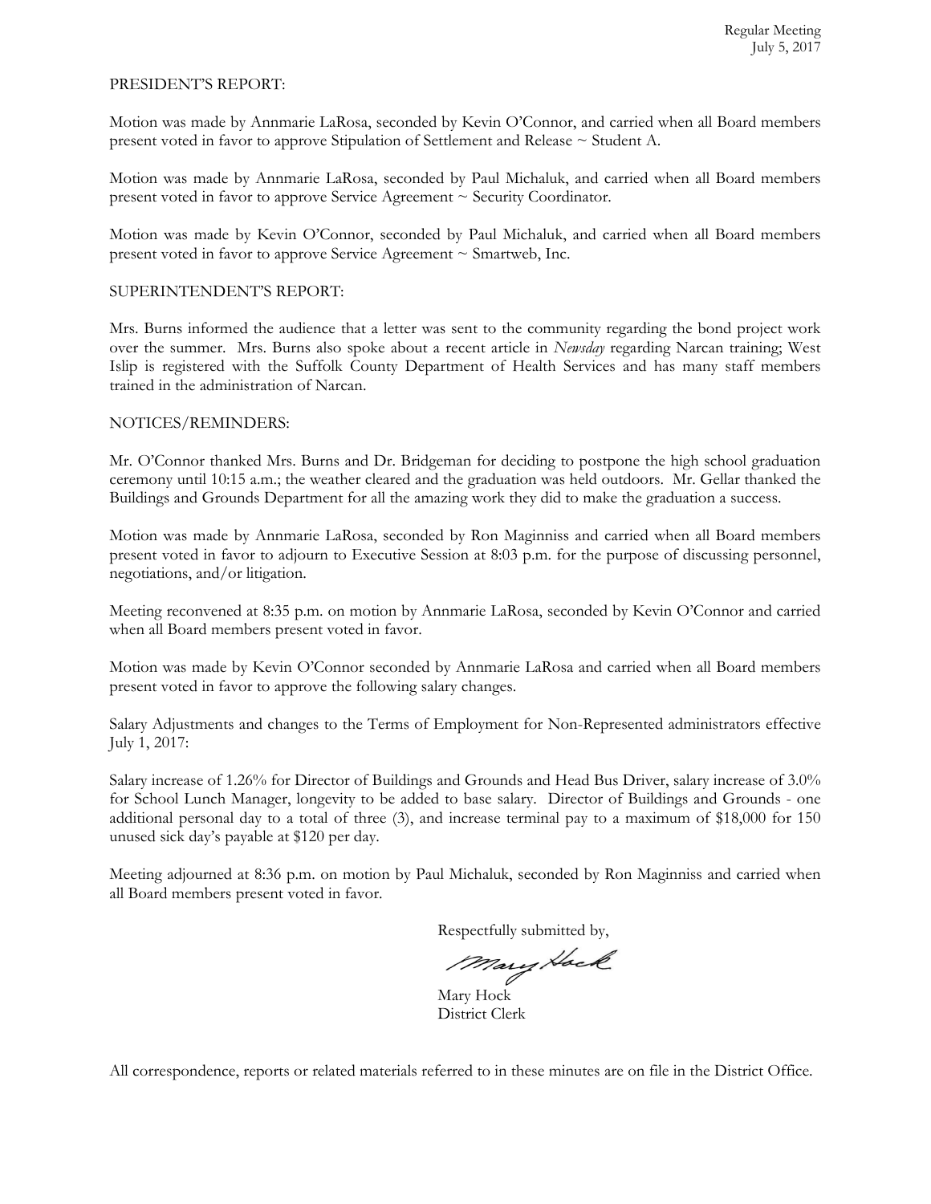PRESIDENT'S REPORT:

Motion was made by Annmarie LaRosa, seconded by Kevin O'Connor, and carried when all Board members present voted in favor to approve Stipulation of Settlement and Release ~ Student A.

Motion was made by Annmarie LaRosa, seconded by Paul Michaluk, and carried when all Board members present voted in favor to approve Service Agreement ~ Security Coordinator.

Motion was made by Kevin O'Connor, seconded by Paul Michaluk, and carried when all Board members present voted in favor to approve Service Agreement ~ Smartweb, Inc.

SUPERINTENDENT'S REPORT:

Mrs. Burns informed the audience that a letter was sent to the community regarding the bond project work over the summer. Mrs. Burns also spoke about a recent article in *Newsday* regarding Narcan training; West Islip is registered with the Suffolk County Department of Health Services and has many staff members trained in the administration of Narcan.

NOTICES/REMINDERS:

Mr. O'Connor thanked Mrs. Burns and Dr. Bridgeman for deciding to postpone the high school graduation ceremony until 10:15 a.m.; the weather cleared and the graduation was held outdoors. Mr. Gellar thanked the Buildings and Grounds Department for all the amazing work they did to make the graduation a success.

Motion was made by Annmarie LaRosa, seconded by Ron Maginniss and carried when all Board members present voted in favor to adjourn to Executive Session at 8:03 p.m. for the purpose of discussing personnel, negotiations, and/or litigation.

Meeting reconvened at 8:35 p.m. on motion by Annmarie LaRosa, seconded by Kevin O'Connor and carried when all Board members present voted in favor.

Motion was made by Kevin O'Connor seconded by Annmarie LaRosa and carried when all Board members present voted in favor to approve the following salary changes.

Salary Adjustments and changes to the Terms of Employment for Non-Represented administrators effective July 1, 2017:

Salary increase of 1.26% for Director of Buildings and Grounds and Head Bus Driver, salary increase of 3.0% for School Lunch Manager, longevity to be added to base salary. Director of Buildings and Grounds - one additional personal day to a total of three (3), and increase terminal pay to a maximum of $18,000 for 150 unused sick day's payable at $120 per day.

Meeting adjourned at 8:36 p.m. on motion by Paul Michaluk, seconded by Ron Maginniss and carried when all Board members present voted in favor.

Respectfully submitted by,

Mary Hock
District Clerk

All correspondence, reports or related materials referred to in these minutes are on file in the District Office.